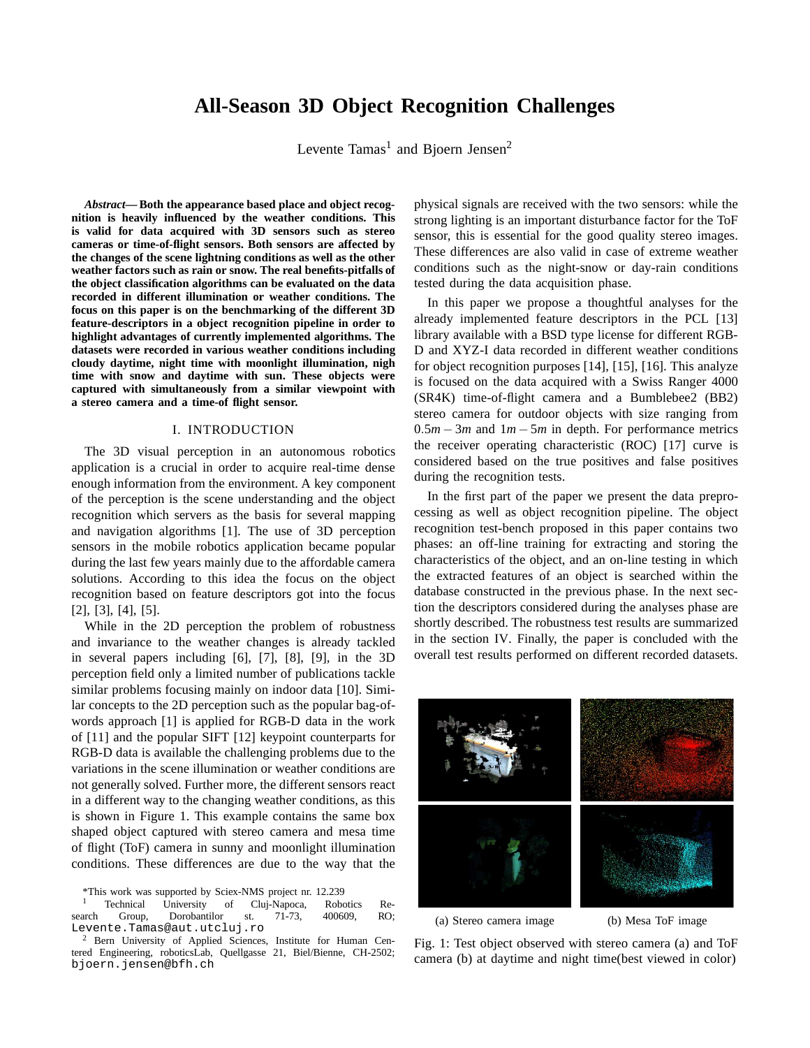# All-Season 3D Object Recognition Challenges

Levente Tamas[1] and Bjoern Jensen[2]

***Abstract*— Both the appearance based place and object recognition is heavily influenced by the weather conditions. This is valid for data acquired with 3D sensors such as stereo cameras or time-of-flight sensors. Both sensors are affected by the changes of the scene lightning conditions as well as the other weather factors such as rain or snow. The real benefits-pitfalls of the object classification algorithms can be evaluated on the data recorded in different illumination or weather conditions. The focus on this paper is on the benchmarking of the different 3D feature-descriptors in a object recognition pipeline in order to highlight advantages of currently implemented algorithms. The datasets were recorded in various weather conditions including cloudy daytime, night time with moonlight illumination, nigh time with snow and daytime with sun. These objects were captured with simultaneously from a similar viewpoint with a stereo camera and a time-of flight sensor.**

## I. INTRODUCTION

The 3D visual perception in an autonomous robotics application is a crucial in order to acquire real-time dense enough information from the environment. A key component of the perception is the scene understanding and the object recognition which servers as the basis for several mapping and navigation algorithms [1]. The use of 3D perception sensors in the mobile robotics application became popular during the last few years mainly due to the affordable camera solutions. According to this idea the focus on the object recognition based on feature descriptors got into the focus [2], [3], [4], [5].

While in the 2D perception the problem of robustness and invariance to the weather changes is already tackled in several papers including [6], [7], [8], [9], in the 3D perception field only a limited number of publications tackle similar problems focusing mainly on indoor data [10]. Similar concepts to the 2D perception such as the popular bag-of-words approach [1] is applied for RGB-D data in the work of [11] and the popular SIFT [12] keypoint counterparts for RGB-D data is available the challenging problems due to the variations in the scene illumination or weather conditions are not generally solved. Further more, the different sensors react in a different way to the changing weather conditions, as this is shown in Figure 1. This example contains the same box shaped object captured with stereo camera and mesa time of flight (ToF) camera in sunny and moonlight illumination conditions. These differences are due to the way that the physical signals are received with the two sensors: while the strong lighting is an important disturbance factor for the ToF sensor, this is essential for the good quality stereo images. These differences are also valid in case of extreme weather conditions such as the night-snow or day-rain conditions tested during the data acquisition phase.

In this paper we propose a thoughtful analyses for the already implemented feature descriptors in the PCL [13] library available with a BSD type license for different RGB-D and XYZ-I data recorded in different weather conditions for object recognition purposes [14], [15], [16]. This analyze is focused on the data acquired with a Swiss Ranger 4000 (SR4K) time-of-flight camera and a Bumblebee2 (BB2) stereo camera for outdoor objects with size ranging from $0.5m - 3m$ and $1m - 5m$ in depth. For performance metrics the receiver operating characteristic (ROC) [17] curve is considered based on the true positives and false positives during the recognition tests.

In the first part of the paper we present the data preprocessing as well as object recognition pipeline. The object recognition test-bench proposed in this paper contains two phases: an off-line training for extracting and storing the characteristics of the object, and an on-line testing in which the extracted features of an object is searched within the database constructed in the previous phase. In the next section the descriptors considered during the analyses phase are shortly described. The robustness test results are summarized in the section IV. Finally, the paper is concluded with the overall test results performed on different recorded datasets.

(a) Stereo camera image (b) Mesa ToF image

Fig. 1: Test object observed with stereo camera (a) and ToF camera (b) at daytime and night time(best viewed in color)

*This work was supported by Sciex-NMS project nr. 12.239

[1] Technical University of Cluj-Napoca, Robotics Research Group, Dorobantilor st. 71-73, 400609, RO; Levente.Tamas@aut.utcluj.ro

[2] Bern University of Applied Sciences, Institute for Human Centered Engineering, roboticsLab, Quellgasse 21, Biel/Bienne, CH-2502; bjoern.jensen@bfh.ch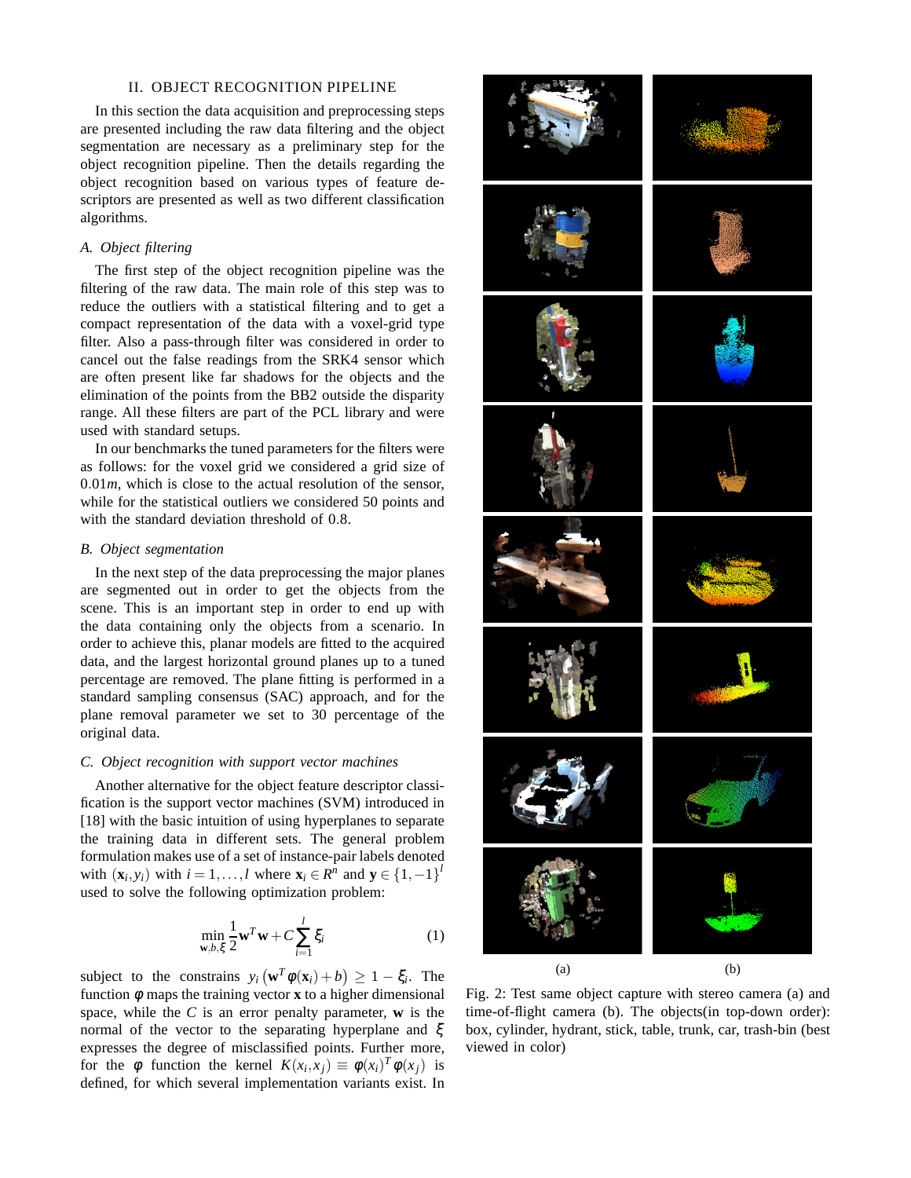## II. OBJECT RECOGNITION PIPELINE

In this section the data acquisition and preprocessing steps are presented including the raw data filtering and the object segmentation are necessary as a preliminary step for the object recognition pipeline. Then the details regarding the object recognition based on various types of feature descriptors are presented as well as two different classification algorithms.

### A. Object filtering

The first step of the object recognition pipeline was the filtering of the raw data. The main role of this step was to reduce the outliers with a statistical filtering and to get a compact representation of the data with a voxel-grid type filter. Also a pass-through filter was considered in order to cancel out the false readings from the SRK4 sensor which are often present like far shadows for the objects and the elimination of the points from the BB2 outside the disparity range. All these filters are part of the PCL library and were used with standard setups.

In our benchmarks the tuned parameters for the filters were as follows: for the voxel grid we considered a grid size of $0.01m$, which is close to the actual resolution of the sensor, while for the statistical outliers we considered 50 points and with the standard deviation threshold of 0.8.

### B. Object segmentation

In the next step of the data preprocessing the major planes are segmented out in order to get the objects from the scene. This is an important step in order to end up with the data containing only the objects from a scenario. In order to achieve this, planar models are fitted to the acquired data, and the largest horizontal ground planes up to a tuned percentage are removed. The plane fitting is performed in a standard sampling consensus (SAC) approach, and for the plane removal parameter we set to 30 percentage of the original data.

### C. Object recognition with support vector machines

Another alternative for the object feature descriptor classification is the support vector machines (SVM) introduced in [18] with the basic intuition of using hyperplanes to separate the training data in different sets. The general problem formulation makes use of a set of instance-pair labels denoted with $(\mathbf{x}_i, y_i)$ with $i = 1, \ldots, l$ where $\mathbf{x}_i \in R^n$ and $\mathbf{y} \in \{1, -1\}^l$ used to solve the following optimization problem:

$$\min_{\mathbf{w},b,\xi} \frac{1}{2}\mathbf{w}^T\mathbf{w} + C\sum_{i=1}^{l}\xi_i \tag{1}$$

subject to the constrains $y_i\left(\mathbf{w}^T\phi(\mathbf{x}_i) + b\right) \geq 1 - \xi_i$. The function $\phi$ maps the training vector $\mathbf{x}$ to a higher dimensional space, while the $C$ is an error penalty parameter, $\mathbf{w}$ is the normal of the vector to the separating hyperplane and $\xi$ expresses the degree of misclassified points. Further more, for the $\phi$ function the kernel $K(x_i, x_j) \equiv \phi(x_i)^T\phi(x_j)$ is defined, for which several implementation variants exist. In

(a) (b)

Fig. 2: Test same object capture with stereo camera (a) and time-of-flight camera (b). The objects(in top-down order): box, cylinder, hydrant, stick, table, trunk, car, trash-bin (best viewed in color)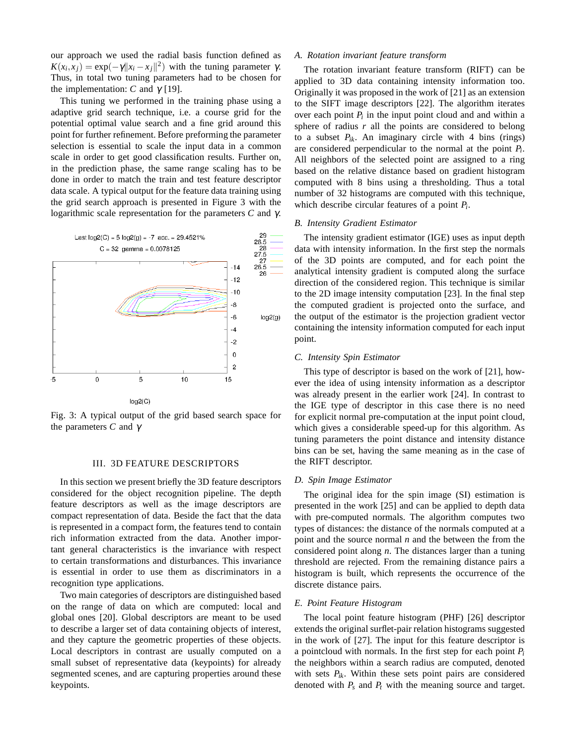our approach we used the radial basis function defined as $K(x_i, x_j) = \exp(-\gamma \|x_i - x_j\|^2)$ with the tuning parameter $\gamma$. Thus, in total two tuning parameters had to be chosen for the implementation: $C$ and $\gamma$ [19].

This tuning we performed in the training phase using a adaptive grid search technique, i.e. a course grid for the potential optimal value search and a fine grid around this point for further refinement. Before preforming the parameter selection is essential to scale the input data in a common scale in order to get good classification results. Further on, in the prediction phase, the same range scaling has to be done in order to match the train and test feature descriptor data scale. A typical output for the feature data training using the grid search approach is presented in Figure 3 with the logarithmic scale representation for the parameters $C$ and $\gamma$.

Fig. 3: A typical output of the grid based search space for the parameters $C$ and $\gamma$

## III. 3D FEATURE DESCRIPTORS

In this section we present briefly the 3D feature descriptors considered for the object recognition pipeline. The depth feature descriptors as well as the image descriptors are compact representation of data. Beside the fact that the data is represented in a compact form, the features tend to contain rich information extracted from the data. Another important general characteristics is the invariance with respect to certain transformations and disturbances. This invariance is essential in order to use them as discriminators in a recognition type applications.

Two main categories of descriptors are distinguished based on the range of data on which are computed: local and global ones [20]. Global descriptors are meant to be used to describe a larger set of data containing objects of interest, and they capture the geometric properties of these objects. Local descriptors in contrast are usually computed on a small subset of representative data (keypoints) for already segmented scenes, and are capturing properties around these keypoints.

### A. Rotation invariant feature transform

The rotation invariant feature transform (RIFT) can be applied to 3D data containing intensity information too. Originally it was proposed in the work of [21] as an extension to the SIFT image descriptors [22]. The algorithm iterates over each point $P_i$ in the input point cloud and and within a sphere of radius $r$ all the points are considered to belong to a subset $P_{ik}$. An imaginary circle with 4 bins (rings) are considered perpendicular to the normal at the point $P_i$. All neighbors of the selected point are assigned to a ring based on the relative distance based on gradient histogram computed with 8 bins using a thresholding. Thus a total number of 32 histograms are computed with this technique, which describe circular features of a point $P_i$.

### B. Intensity Gradient Estimator

The intensity gradient estimator (IGE) uses as input depth data with intensity information. In the first step the normals of the 3D points are computed, and for each point the analytical intensity gradient is computed along the surface direction of the considered region. This technique is similar to the 2D image intensity computation [23]. In the final step the computed gradient is projected onto the surface, and the output of the estimator is the projection gradient vector containing the intensity information computed for each input point.

### C. Intensity Spin Estimator

This type of descriptor is based on the work of [21], however the idea of using intensity information as a descriptor was already present in the earlier work [24]. In contrast to the IGE type of descriptor in this case there is no need for explicit normal pre-computation at the input point cloud, which gives a considerable speed-up for this algorithm. As tuning parameters the point distance and intensity distance bins can be set, having the same meaning as in the case of the RIFT descriptor.

### D. Spin Image Estimator

The original idea for the spin image (SI) estimation is presented in the work [25] and can be applied to depth data with pre-computed normals. The algorithm computes two types of distances: the distance of the normals computed at a point and the source normal $n$ and the between the from the considered point along $n$. The distances larger than a tuning threshold are rejected. From the remaining distance pairs a histogram is built, which represents the occurrence of the discrete distance pairs.

### E. Point Feature Histogram

The local point feature histogram (PHF) [26] descriptor extends the original surflet-pair relation histograms suggested in the work of [27]. The input for this feature descriptor is a pointcloud with normals. In the first step for each point $P_i$ the neighbors within a search radius are computed, denoted with sets $P_{ik}$. Within these sets point pairs are considered denoted with $P_s$ and $P_t$ with the meaning source and target.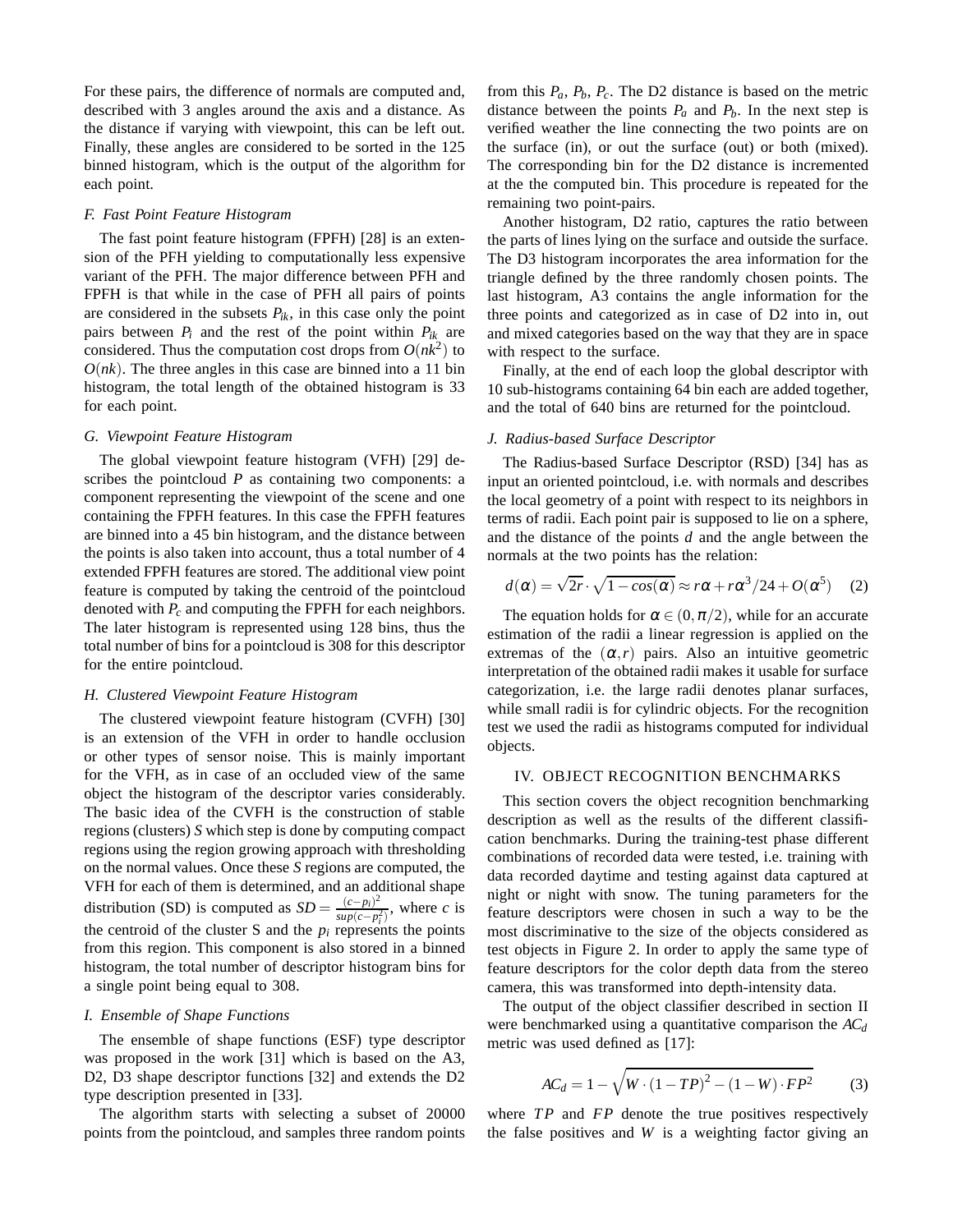For these pairs, the difference of normals are computed and, described with 3 angles around the axis and a distance. As the distance if varying with viewpoint, this can be left out. Finally, these angles are considered to be sorted in the 125 binned histogram, which is the output of the algorithm for each point.

### F. Fast Point Feature Histogram

The fast point feature histogram (FPFH) [28] is an extension of the PFH yielding to computationally less expensive variant of the PFH. The major difference between PFH and FPFH is that while in the case of PFH all pairs of points are considered in the subsets $P_{ik}$, in this case only the point pairs between $P_i$ and the rest of the point within $P_{ik}$ are considered. Thus the computation cost drops from $O(nk^2)$ to $O(nk)$. The three angles in this case are binned into a 11 bin histogram, the total length of the obtained histogram is 33 for each point.

### G. Viewpoint Feature Histogram

The global viewpoint feature histogram (VFH) [29] describes the pointcloud $P$ as containing two components: a component representing the viewpoint of the scene and one containing the FPFH features. In this case the FPFH features are binned into a 45 bin histogram, and the distance between the points is also taken into account, thus a total number of 4 extended FPFH features are stored. The additional view point feature is computed by taking the centroid of the pointcloud denoted with $P_c$ and computing the FPFH for each neighbors. The later histogram is represented using 128 bins, thus the total number of bins for a pointcloud is 308 for this descriptor for the entire pointcloud.

### H. Clustered Viewpoint Feature Histogram

The clustered viewpoint feature histogram (CVFH) [30] is an extension of the VFH in order to handle occlusion or other types of sensor noise. This is mainly important for the VFH, as in case of an occluded view of the same object the histogram of the descriptor varies considerably. The basic idea of the CVFH is the construction of stable regions (clusters) $S$ which step is done by computing compact regions using the region growing approach with thresholding on the normal values. Once these $S$ regions are computed, the VFH for each of them is determined, and an additional shape distribution (SD) is computed as $SD = \frac{(c-p_i)^2}{sup(c-p_i^2)}$, where $c$ is the centroid of the cluster S and the $p_i$ represents the points from this region. This component is also stored in a binned histogram, the total number of descriptor histogram bins for a single point being equal to 308.

### I. Ensemble of Shape Functions

The ensemble of shape functions (ESF) type descriptor was proposed in the work [31] which is based on the A3, D2, D3 shape descriptor functions [32] and extends the D2 type description presented in [33].

The algorithm starts with selecting a subset of 20000 points from the pointcloud, and samples three random points from this $P_a$, $P_b$, $P_c$. The D2 distance is based on the metric distance between the points $P_a$ and $P_b$. In the next step is verified weather the line connecting the two points are on the surface (in), or out the surface (out) or both (mixed). The corresponding bin for the D2 distance is incremented at the the computed bin. This procedure is repeated for the remaining two point-pairs.

Another histogram, D2 ratio, captures the ratio between the parts of lines lying on the surface and outside the surface. The D3 histogram incorporates the area information for the triangle defined by the three randomly chosen points. The last histogram, A3 contains the angle information for the three points and categorized as in case of D2 into in, out and mixed categories based on the way that they are in space with respect to the surface.

Finally, at the end of each loop the global descriptor with 10 sub-histograms containing 64 bin each are added together, and the total of 640 bins are returned for the pointcloud.

### J. Radius-based Surface Descriptor

The Radius-based Surface Descriptor (RSD) [34] has as input an oriented pointcloud, i.e. with normals and describes the local geometry of a point with respect to its neighbors in terms of radii. Each point pair is supposed to lie on a sphere, and the distance of the points $d$ and the angle between the normals at the two points has the relation:

$$d(\alpha) = \sqrt{2r} \cdot \sqrt{1 - cos(\alpha)} \approx r\alpha + r\alpha^3/24 + O(\alpha^5) \quad (2)$$

The equation holds for $\alpha \in (0, \pi/2)$, while for an accurate estimation of the radii a linear regression is applied on the extremas of the $(\alpha, r)$ pairs. Also an intuitive geometric interpretation of the obtained radii makes it usable for surface categorization, i.e. the large radii denotes planar surfaces, while small radii is for cylindric objects. For the recognition test we used the radii as histograms computed for individual objects.

## IV. OBJECT RECOGNITION BENCHMARKS

This section covers the object recognition benchmarking description as well as the results of the different classification benchmarks. During the training-test phase different combinations of recorded data were tested, i.e. training with data recorded daytime and testing against data captured at night or night with snow. The tuning parameters for the feature descriptors were chosen in such a way to be the most discriminative to the size of the objects considered as test objects in Figure 2. In order to apply the same type of feature descriptors for the color depth data from the stereo camera, this was transformed into depth-intensity data.

The output of the object classifier described in section II were benchmarked using a quantitative comparison the $AC_d$ metric was used defined as [17]:

$$AC_d = 1 - \sqrt{W \cdot (1 - TP)^2 - (1 - W) \cdot FP^2} \quad (3)$$

where $TP$ and $FP$ denote the true positives respectively the false positives and $W$ is a weighting factor giving an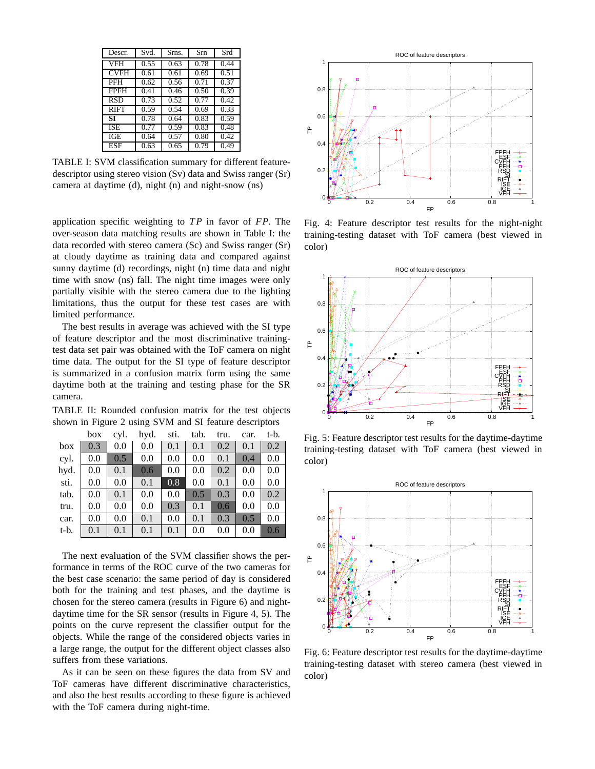| Descr. | Svd. | Srns. | Srn | Srd |
|---|---|---|---|---|
| VFH | 0.55 | 0.63 | 0.78 | 0.44 |
| CVFH | 0.61 | 0.61 | 0.69 | 0.51 |
| PFH | 0.62 | 0.56 | 0.71 | 0.37 |
| FPFH | 0.41 | 0.46 | 0.50 | 0.39 |
| RSD | 0.73 | 0.52 | 0.77 | 0.42 |
| RIFT | 0.59 | 0.54 | 0.69 | 0.33 |
| **SI** | 0.78 | 0.64 | 0.83 | 0.59 |
| ISE | 0.77 | 0.59 | 0.83 | 0.48 |
| IGE | 0.64 | 0.57 | 0.80 | 0.42 |
| ESF | 0.63 | 0.65 | 0.79 | 0.49 |

TABLE I: SVM classification summary for different feature-descriptor using stereo vision (Sv) data and Swiss ranger (Sr) camera at daytime (d), night (n) and night-snow (ns)

application specific weighting to $TP$ in favor of $FP$. The over-season data matching results are shown in Table I: the data recorded with stereo camera (Sc) and Swiss ranger (Sr) at cloudy daytime as training data and compared against sunny daytime (d) recordings, night (n) time data and night time with snow (ns) fall. The night time images were only partially visible with the stereo camera due to the lighting limitations, thus the output for these test cases are with limited performance.

The best results in average was achieved with the SI type of feature descriptor and the most discriminative training-test data set pair was obtained with the ToF camera on night time data. The output for the SI type of feature descriptor is summarized in a confusion matrix form using the same daytime both at the training and testing phase for the SR camera.

TABLE II: Rounded confusion matrix for the test objects shown in Figure 2 using SVM and SI feature descriptors

| | box | cyl. | hyd. | sti. | tab. | tru. | car. | t-b. |
|---|---|---|---|---|---|---|---|---|
| box | 0.3 | 0.0 | 0.0 | 0.1 | 0.1 | 0.2 | 0.1 | 0.2 |
| cyl. | 0.0 | 0.5 | 0.0 | 0.0 | 0.0 | 0.1 | 0.4 | 0.0 |
| hyd. | 0.0 | 0.1 | 0.6 | 0.0 | 0.0 | 0.2 | 0.0 | 0.0 |
| sti. | 0.0 | 0.0 | 0.1 | 0.8 | 0.0 | 0.1 | 0.0 | 0.0 |
| tab. | 0.0 | 0.1 | 0.0 | 0.0 | 0.5 | 0.3 | 0.0 | 0.2 |
| tru. | 0.0 | 0.0 | 0.0 | 0.3 | 0.1 | 0.6 | 0.0 | 0.0 |
| car. | 0.0 | 0.0 | 0.1 | 0.0 | 0.1 | 0.3 | 0.5 | 0.0 |
| t-b. | 0.1 | 0.1 | 0.1 | 0.1 | 0.0 | 0.0 | 0.0 | 0.6 |

The next evaluation of the SVM classifier shows the performance in terms of the ROC curve of the two cameras for the best case scenario: the same period of day is considered both for the training and test phases, and the daytime is chosen for the stereo camera (results in Figure 6) and night-daytime time for the SR sensor (results in Figure 4, 5). The points on the curve represent the classifier output for the objects. While the range of the considered objects varies in a large range, the output for the different object classes also suffers from these variations.

As it can be seen on these figures the data from SV and ToF cameras have different discriminative characteristics, and also the best results according to these figure is achieved with the ToF camera during night-time.

Fig. 4: Feature descriptor test results for the night-night training-testing dataset with ToF camera (best viewed in color)

Fig. 5: Feature descriptor test results for the daytime-daytime training-testing dataset with ToF camera (best viewed in color)

Fig. 6: Feature descriptor test results for the daytime-daytime training-testing dataset with stereo camera (best viewed in color)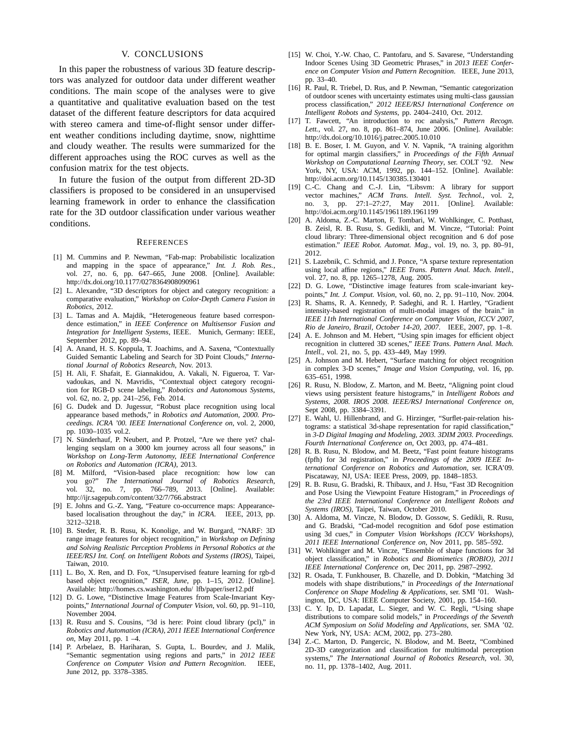## V. CONCLUSIONS

In this paper the robustness of various 3D feature descriptors was analyzed for outdoor data under different weather conditions. The main scope of the analyses were to give a quantitative and qualitative evaluation based on the test dataset of the different feature descriptors for data acquired with stereo camera and time-of-flight sensor under different weather conditions including daytime, snow, nighttime and cloudy weather. The results were summarized for the different approaches using the ROC curves as well as the confusion matrix for the test objects.

In future the fusion of the output from different 2D-3D classifiers is proposed to be considered in an unsupervised learning framework in order to enhance the classification rate for the 3D outdoor classification under various weather conditions.

## REFERENCES

[1] M. Cummins and P. Newman, "Fab-map: Probabilistic localization and mapping in the space of appearance," *Int. J. Rob. Res.*, vol. 27, no. 6, pp. 647–665, June 2008. [Online]. Available: http://dx.doi.org/10.1177/0278364908090961

[2] L. Alexandre, "3D descriptors for object and category recognition: a comparative evaluation," *Workshop on Color-Depth Camera Fusion in Robotics*, 2012.

[3] L. Tamas and A. Majdik, "Heterogeneous feature based correspondence estimation," in *IEEE Conference on Multisensor Fusion and Integration for Intelligent Systems*, IEEE. Munich, Germany: IEEE, September 2012, pp. 89–94.

[4] A. Anand, H. S. Koppula, T. Joachims, and A. Saxena, "Contextually Guided Semantic Labeling and Search for 3D Point Clouds," *International Journal of Robotics Research*, Nov. 2013.

[5] H. Ali, F. Shafait, E. Giannakidou, A. Vakali, N. Figueroa, T. Varvadoukas, and N. Mavridis, "Contextual object category recognition for RGB-D scene labeling," *Robotics and Autonomous Systems*, vol. 62, no. 2, pp. 241–256, Feb. 2014.

[6] G. Dudek and D. Jugessur, "Robust place recognition using local appearance based methods," in *Robotics and Automation, 2000. Proceedings. ICRA '00. IEEE International Conference on*, vol. 2, 2000, pp. 1030–1035 vol.2.

[7] N. Sünderhauf, P. Neubert, and P. Protzel, "Are we there yet? challenging seqslam on a 3000 km journey across all four seasons," in *Workshop on Long-Term Autonomy, IEEE International Conference on Robotics and Automation (ICRA)*, 2013.

[8] M. Milford, "Vision-based place recognition: how low can you go?" *The International Journal of Robotics Research*, vol. 32, no. 7, pp. 766–789, 2013. [Online]. Available: http://ijr.sagepub.com/content/32/7/766.abstract

[9] E. Johns and G.-Z. Yang, "Feature co-occurrence maps: Appearance-based localisation throughout the day," in *ICRA*. IEEE, 2013, pp. 3212–3218.

[10] B. Steder, R. B. Rusu, K. Konolige, and W. Burgard, "NARF: 3D range image features for object recognition," in *Workshop on Defining and Solving Realistic Perception Problems in Personal Robotics at the IEEE/RSJ Int. Conf. on Intelligent Robots and Systems (IROS)*, Taipei, Taiwan, 2010.

[11] L. Bo, X. Ren, and D. Fox, "Unsupervised feature learning for rgb-d based object recognition," *ISER, June*, pp. 1–15, 2012. [Online]. Available: http://homes.cs.washington.edu/ lfb/paper/iser12.pdf

[12] D. G. Lowe, "Distinctive Image Features from Scale-Invariant Keypoints," *International Journal of Computer Vision*, vol. 60, pp. 91–110, November 2004.

[13] R. Rusu and S. Cousins, "3d is here: Point cloud library (pcl)," in *Robotics and Automation (ICRA), 2011 IEEE International Conference on*, May 2011, pp. 1 –4.

[14] P. Arbelaez, B. Hariharan, S. Gupta, L. Bourdev, and J. Malik, "Semantic segmentation using regions and parts," in *2012 IEEE Conference on Computer Vision and Pattern Recognition*. IEEE, June 2012, pp. 3378–3385.

[15] W. Choi, Y.-W. Chao, C. Pantofaru, and S. Savarese, "Understanding Indoor Scenes Using 3D Geometric Phrases," in *2013 IEEE Conference on Computer Vision and Pattern Recognition*. IEEE, June 2013, pp. 33–40.

[16] R. Paul, R. Triebel, D. Rus, and P. Newman, "Semantic categorization of outdoor scenes with uncertainty estimates using multi-class gaussian process classification," *2012 IEEE/RSJ International Conference on Intelligent Robots and Systems*, pp. 2404–2410, Oct. 2012.

[17] T. Fawcett, "An introduction to roc analysis," *Pattern Recogn. Lett.*, vol. 27, no. 8, pp. 861–874, June 2006. [Online]. Available: http://dx.doi.org/10.1016/j.patrec.2005.10.010

[18] B. E. Boser, I. M. Guyon, and V. N. Vapnik, "A training algorithm for optimal margin classifiers," in *Proceedings of the Fifth Annual Workshop on Computational Learning Theory*, ser. COLT '92. New York, NY, USA: ACM, 1992, pp. 144–152. [Online]. Available: http://doi.acm.org/10.1145/130385.130401

[19] C.-C. Chang and C.-J. Lin, "Libsvm: A library for support vector machines," *ACM Trans. Intell. Syst. Technol.*, vol. 2, no. 3, pp. 27:1–27:27, May 2011. [Online]. Available: http://doi.acm.org/10.1145/1961189.1961199

[20] A. Aldoma, Z.-C. Marton, F. Tombari, W. Wohlkinger, C. Potthast, B. Zeisl, R. B. Rusu, S. Gedikli, and M. Vincze, "Tutorial: Point cloud library: Three-dimensional object recognition and 6 dof pose estimation." *IEEE Robot. Automat. Mag.*, vol. 19, no. 3, pp. 80–91, 2012.

[21] S. Lazebnik, C. Schmid, and J. Ponce, "A sparse texture representation using local affine regions," *IEEE Trans. Pattern Anal. Mach. Intell.*, vol. 27, no. 8, pp. 1265–1278, Aug. 2005.

[22] D. G. Lowe, "Distinctive image features from scale-invariant keypoints," *Int. J. Comput. Vision*, vol. 60, no. 2, pp. 91–110, Nov. 2004.

[23] R. Shams, R. A. Kennedy, P. Sadeghi, and R. I. Hartley, "Gradient intensity-based registration of multi-modal images of the brain." in *IEEE 11th International Conference on Computer Vision, ICCV 2007, Rio de Janeiro, Brazil, October 14-20, 2007*. IEEE, 2007, pp. 1–8.

[24] A. E. Johnson and M. Hebert, "Using spin images for efficient object recognition in cluttered 3D scenes," *IEEE Trans. Pattern Anal. Mach. Intell.*, vol. 21, no. 5, pp. 433–449, May 1999.

[25] A. Johnson and M. Hebert, "Surface matching for object recognition in complex 3-D scenes," *Image and Vision Computing*, vol. 16, pp. 635–651, 1998.

[26] R. Rusu, N. Blodow, Z. Marton, and M. Beetz, "Aligning point cloud views using persistent feature histograms," in *Intelligent Robots and Systems, 2008. IROS 2008. IEEE/RSJ International Conference on*, Sept 2008, pp. 3384–3391.

[27] E. Wahl, U. Hillenbrand, and G. Hirzinger, "Surflet-pair-relation histograms: a statistical 3d-shape representation for rapid classification," in *3-D Digital Imaging and Modeling, 2003. 3DIM 2003. Proceedings. Fourth International Conference on*, Oct 2003, pp. 474–481.

[28] R. B. Rusu, N. Blodow, and M. Beetz, "Fast point feature histograms (fpfh) for 3d registration," in *Proceedings of the 2009 IEEE International Conference on Robotics and Automation*, ser. ICRA'09. Piscataway, NJ, USA: IEEE Press, 2009, pp. 1848–1853.

[29] R. B. Rusu, G. Bradski, R. Thibaux, and J. Hsu, "Fast 3D Recognition and Pose Using the Viewpoint Feature Histogram," in *Proceedings of the 23rd IEEE International Conference on Intelligent Robots and Systems (IROS)*, Taipei, Taiwan, October 2010.

[30] A. Aldoma, M. Vincze, N. Blodow, D. Gossow, S. Gedikli, R. Rusu, and G. Bradski, "Cad-model recognition and 6dof pose estimation using 3d cues," in *Computer Vision Workshops (ICCV Workshops), 2011 IEEE International Conference on*, Nov 2011, pp. 585–592.

[31] W. Wohlkinger and M. Vincze, "Ensemble of shape functions for 3d object classification," in *Robotics and Biomimetics (ROBIO), 2011 IEEE International Conference on*, Dec 2011, pp. 2987–2992.

[32] R. Osada, T. Funkhouser, B. Chazelle, and D. Dobkin, "Matching 3d models with shape distributions," in *Proceedings of the International Conference on Shape Modeling & Applications*, ser. SMI '01. Washington, DC, USA: IEEE Computer Society, 2001, pp. 154–160.

[33] C. Y. Ip, D. Lapadat, L. Sieger, and W. C. Regli, "Using shape distributions to compare solid models," in *Proceedings of the Seventh ACM Symposium on Solid Modeling and Applications*, ser. SMA '02. New York, NY, USA: ACM, 2002, pp. 273–280.

[34] Z.-C. Marton, D. Pangercic, N. Blodow, and M. Beetz, "Combined 2D-3D categorization and classification for multimodal perception systems," *The International Journal of Robotics Research*, vol. 30, no. 11, pp. 1378–1402, Aug. 2011.